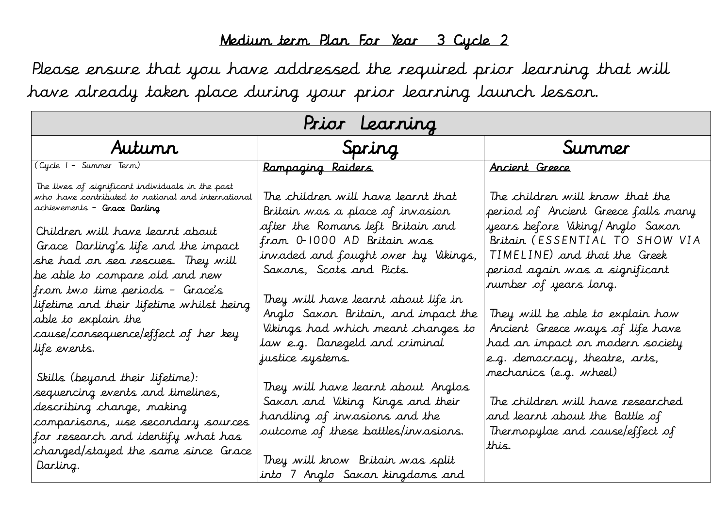## Medium term Plan For Year 3 Cycle 2

Please ensure that you have addressed the required prior learning that will have already taken place during your prior learning launch lesson.

| Prior Learning | | |
|---|---|---|
| **Autumn** | **Spring** | **Summer** |
| (Cycle 1 – Summer Term)<br><br>The lives of significant individuals in the past who have contributed to national and international achievements – **Grace Darling**<br><br>Children will have learnt about Grace Darling's life and the impact she had on sea rescues. They will be able to compare old and new from two time periods – Grace's lifetime and their lifetime whilst being able to explain the cause/consequence/effect of her key life events.<br><br>Skills (beyond their lifetime): sequencing events and timelines, describing change, making comparisons, use secondary sources for research and identify what has changed/stayed the same since Grace Darling. | <u>Rampaging Raiders</u><br><br>The children will have learnt that Britain was a place of invasion after the Romans left Britain and from 0-1000 AD Britain was invaded and fought over by Vikings, Saxons, Scots and Picts.<br><br>They will have learnt about life in Anglo Saxon Britain, and impact the Vikings had which meant changes to law e.g. Danegeld and criminal justice systems.<br><br>They will have learnt about Anglos Saxon and Viking Kings and their handling of invasions and the outcome of these battles/invasions.<br><br>They will know Britain was split into 7 Anglo Saxon kingdoms and | <u>Ancient Greece</u><br><br>The children will know that the period of Ancient Greece falls many years before Viking/Anglo Saxon Britain (ESSENTIAL TO SHOW VIA TIMELINE) and that the Greek period again was a significant number of years long.<br><br>They will be able to explain how Ancient Greece ways of life have had an impact on modern society e.g. democracy, theatre, arts, mechanics (e.g. wheel)<br><br>The children will have researched and learnt about the Battle of Thermopylae and cause/effect of this. |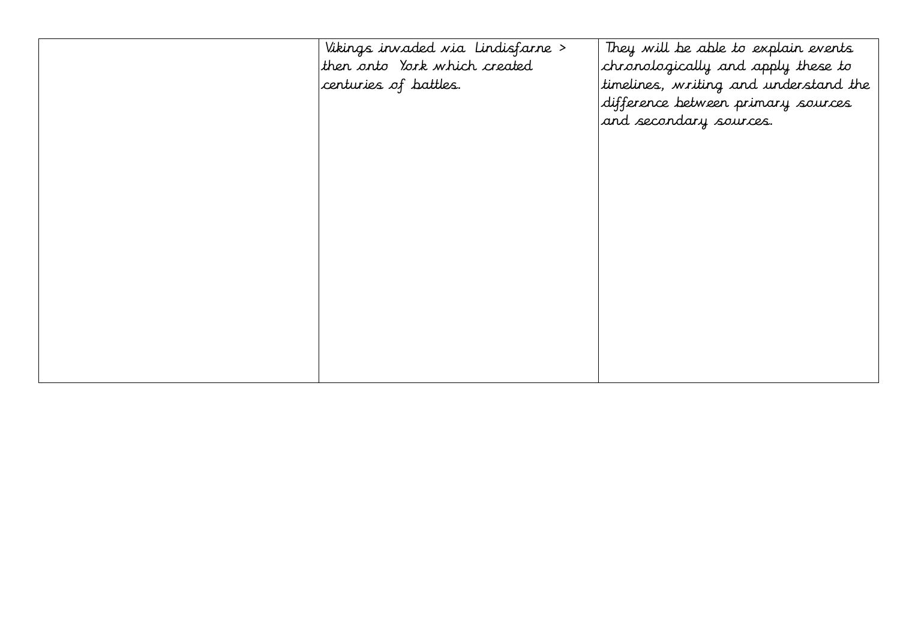|  |  |  |
|---|---|---|
|  | Vikings invaded via Lindisfarne > then onto York which created centuries of battles. | They will be able to explain events chronologically and apply these to timelines, writing and understand the difference between primary sources and secondary sources. |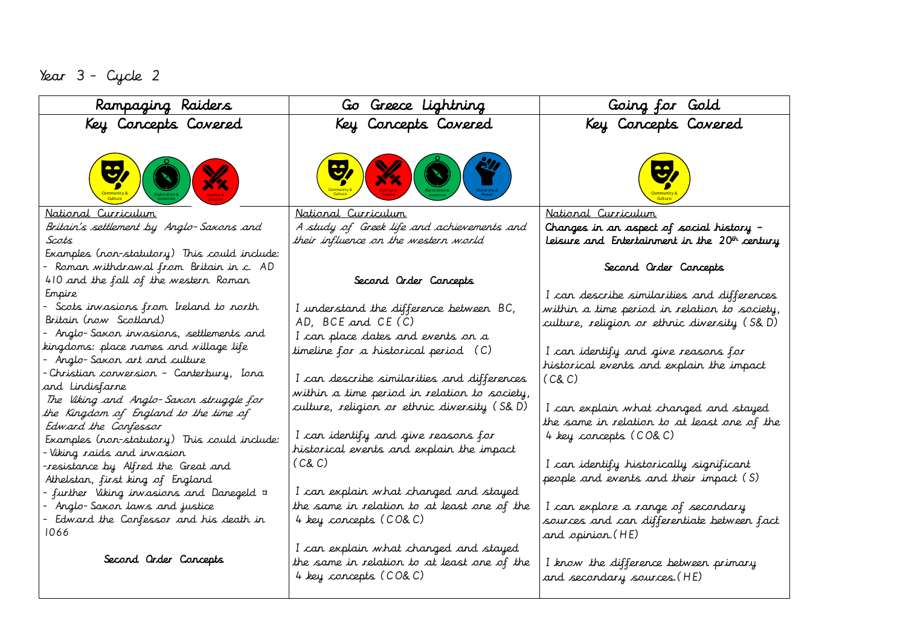Year 3 – Cycle 2

| Rampaging Raiders | Go Greece Lightning | Going for Gold |
|---|---|---|
| Key Concepts Covered | Key Concepts Covered | Key Concepts Covered |
| Community & Culture, Exploration & Invention, Conflict & Disaster | Community & Culture, Conflict & Disaster, Exploration & Invention, Hierarchy & Power | Community & Culture |
| <u>National Curriculum</u><br>*Britain's settlement by Anglo-Saxons and Scots*<br>Examples (non-statutory) This could include:<br>- Roman withdrawal from Britain in c. AD 410 and the fall of the western Roman Empire<br>- Scots invasions from Ireland to north Britain (now Scotland)<br>- Anglo-Saxon invasions, settlements and kingdoms: place names and village life<br>- Anglo-Saxon art and culture<br>- Christian conversion – Canterbury, Iona and Lindisfarne<br>*The Viking and Anglo-Saxon struggle for the Kingdom of England to the time of Edward the Confessor*<br>Examples (non-statutory) This could include:<br>- Viking raids and invasion<br>-resistance by Alfred the Great and Athelstan, first king of England<br>- further Viking invasions and Danegeld ¤<br>- Anglo-Saxon laws and justice<br>- Edward the Confessor and his death in 1066<br><br>Second Order Concepts | <u>National Curriculum</u><br>*A study of Greek life and achievements and their influence on the western world*<br><br>Second Order Concepts<br><br>I understand the difference between BC, AD, BCE and CE (C)<br>I can place dates and events on a timeline for a historical period (C)<br><br>I can describe similarities and differences within a time period in relation to society, culture, religion or ethnic diversity (S& D)<br><br>I can identify and give reasons for historical events and explain the impact (C& C)<br><br>I can explain what changed and stayed the same in relation to at least one of the 4 key concepts (CO& C)<br><br>I can explain what changed and stayed the same in relation to at least one of the 4 key concepts (CO& C) | <u>National Curriculum</u><br>**Changes in an aspect of social history – Leisure and Entertainment in the 20th century**<br><br>Second Order Concepts<br><br>I can describe similarities and differences within a time period in relation to society, culture, religion or ethnic diversity (S& D)<br><br>I can identify and give reasons for historical events and explain the impact (C& C)<br><br>I can explain what changed and stayed the same in relation to at least one of the 4 key concepts (CO& C)<br><br>I can identify historically significant people and events and their impact (S)<br><br>I can explore a range of secondary sources and can differentiate between fact and opinion.(HE)<br><br>I know the difference between primary and secondary sources.(HE) |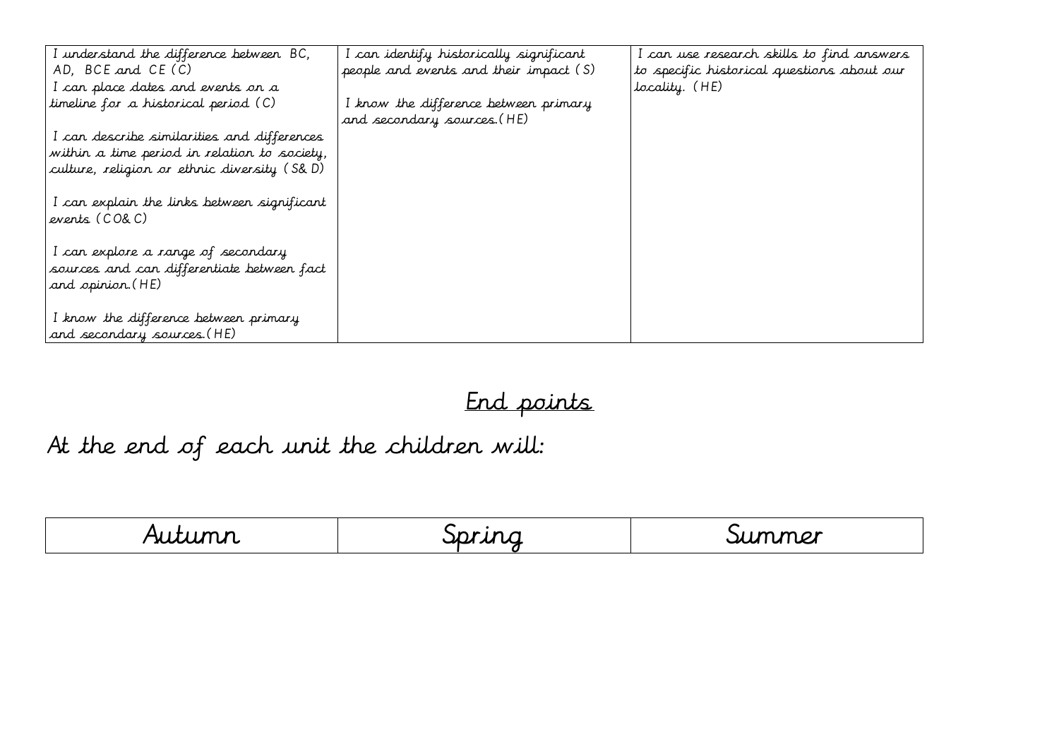| | | |
|---|---|---|
| I understand the difference between BC, AD, BCE and CE (C)<br>I can place dates and events on a timeline for a historical period (C)<br><br>I can describe similarities and differences within a time period in relation to society, culture, religion or ethnic diversity (S& D)<br><br>I can explain the links between significant events (CO& C)<br><br>I can explore a range of secondary sources and can differentiate between fact and opinion.(HE)<br><br>I know the difference between primary and secondary sources.(HE) | I can identify historically significant people and events and their impact (S)<br><br>I know the difference between primary and secondary sources.(HE) | I can use research skills to find answers to specific historical questions about our locality. (HE) |

## End points

At the end of each unit the children will:

| Autumn | Spring | Summer |
|---|---|---|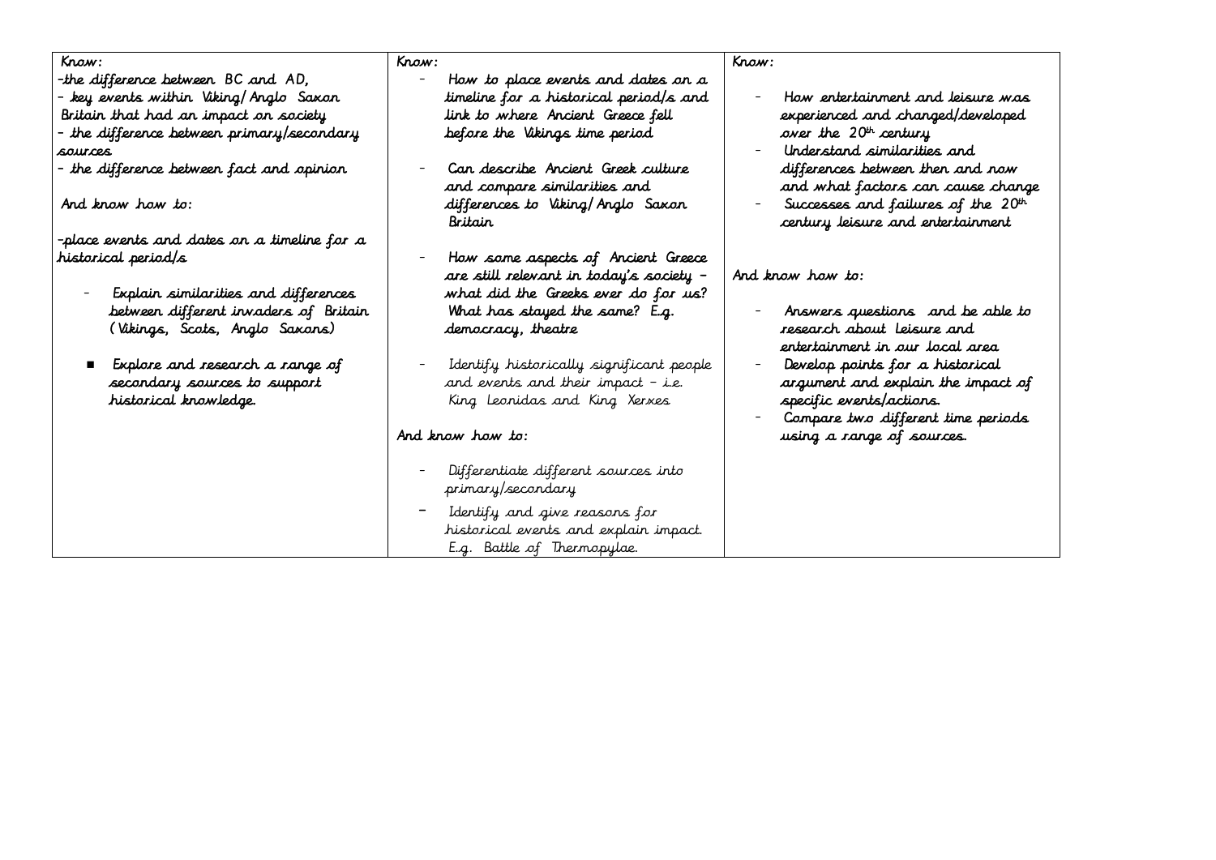| Know: | Know: | Know: |
| --- | --- | --- |
| -the difference between BC and AD,<br>- key events within Viking/Anglo Saxon Britain that had an impact on society<br>- the difference between primary/secondary sources<br>- the difference between fact and opinion<br><br>And know how to:<br><br>-place events and dates on a timeline for a historical period/s<br><br>- Explain similarities and differences between different invaders of Britain (Vikings, Scots, Anglo Saxons)<br><br>■ Explore and research a range of secondary sources to support historical knowledge. | - How to place events and dates on a timeline for a historical period/s and link to where Ancient Greece fell before the Vikings time period<br><br>- Can describe Ancient Greek culture and compare similarities and differences to Viking/Anglo Saxon Britain<br><br>- How some aspects of Ancient Greece are still relevant in today's society – what did the Greeks ever do for us? What has stayed the same? E.g. democracy, theatre<br><br>- Identify historically significant people and events and their impact – i.e. King Leonidas and King Xerxes<br><br>And know how to:<br><br>- Differentiate different sources into primary/secondary<br>- Identify and give reasons for historical events and explain impact. E.g. Battle of Thermopylae. | - How entertainment and leisure was experienced and changed/developed over the 20th century<br>- Understand similarities and differences between then and now and what factors can cause change<br>- Successes and failures of the 20th century leisure and entertainment<br><br>And know how to:<br><br>- Answers questions and be able to research about Leisure and entertainment in our local area<br>- Develop points for a historical argument and explain the impact of specific events/actions.<br>- Compare two different time periods using a range of sources. |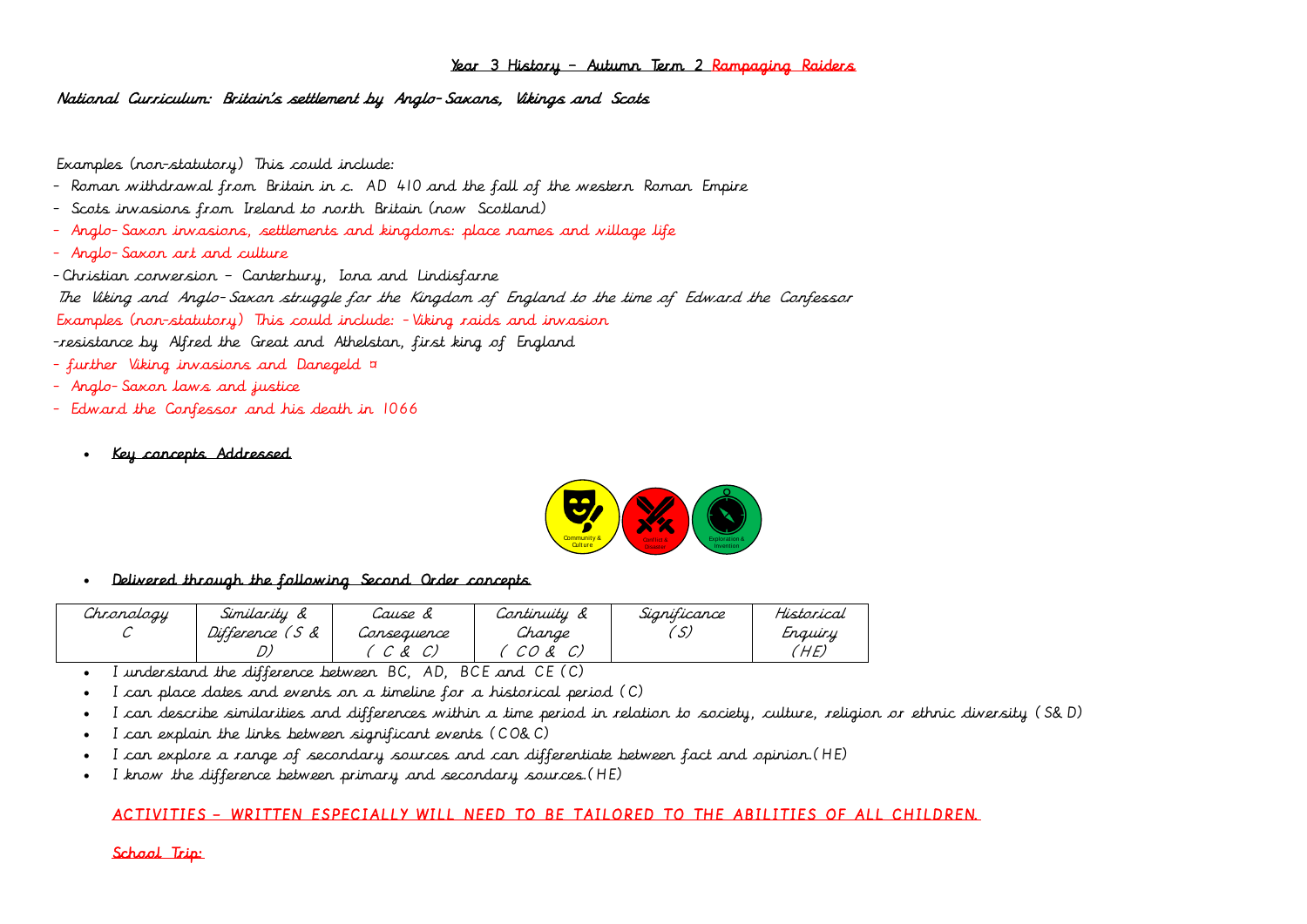## Year 3 History – Autumn Term 2 Rampaging Raiders

***National Curriculum: Britain's settlement by Anglo-Saxons, Vikings and Scots***

Examples (non-statutory) This could include:

- Roman withdrawal from Britain in c. AD 410 and the fall of the western Roman Empire
- Scots invasions from Ireland to north Britain (now Scotland)
- Anglo-Saxon invasions, settlements and kingdoms: place names and village life
- Anglo-Saxon art and culture
- Christian conversion – Canterbury, Iona and Lindisfarne

The Viking and Anglo-Saxon struggle for the Kingdom of England to the time of Edward the Confessor

Examples (non-statutory) This could include: - Viking raids and invasion

- resistance by Alfred the Great and Athelstan, first king of England
- further Viking invasions and Danegeld ¤
- Anglo-Saxon laws and justice
- Edward the Confessor and his death in 1066

- **Key concepts Addressed**

Community & Culture | Conflict & Disaster | Exploration & Invention

- **Delivered through the following Second Order concepts**

| Chronology C | Similarity & Difference (S & D) | Cause & Consequence (C & C) | Continuity & Change (CO & C) | Significance (S) | Historical Enquiry (HE) |
|---|---|---|---|---|---|

- I understand the difference between BC, AD, BCE and CE (C)
- I can place dates and events on a timeline for a historical period (C)
- I can describe similarities and differences within a time period in relation to society, culture, religion or ethnic diversity (S& D)
- I can explain the links between significant events (CO& C)
- I can explore a range of secondary sources and can differentiate between fact and opinion.(HE)
- I know the difference between primary and secondary sources.(HE)

**ACTIVITIES – WRITTEN ESPECIALLY WILL NEED TO BE TAILORED TO THE ABILITIES OF ALL CHILDREN.**

**School Trip:**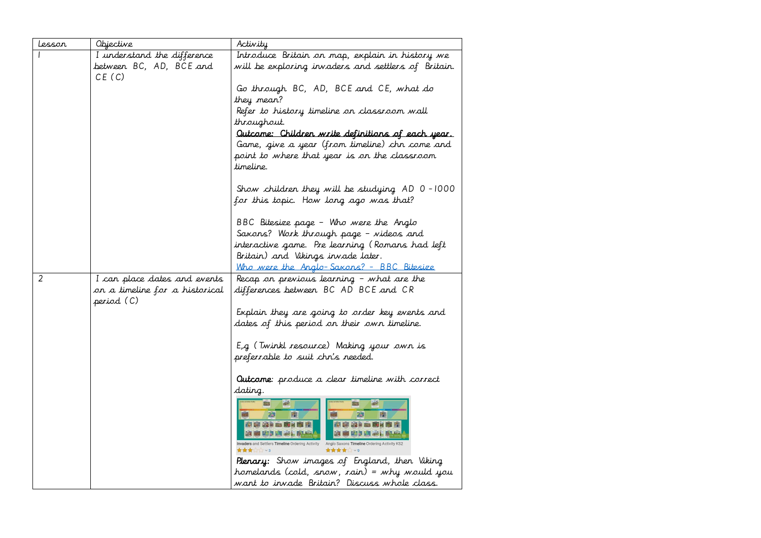| Lesson | Objective | Activity |
|---|---|---|
| 1 | I understand the difference between BC, AD, BCE and CE (C) | Introduce Britain on map, explain in history we will be exploring invaders and settlers of Britain.<br><br>Go through BC, AD, BCE and CE, what do they mean?<br>Refer to history timeline on classroom wall throughout.<br>**Outcome: Children write definitions of each year.**<br>Game, give a year (from timeline) chn come and point to where that year is on the classroom timeline.<br><br>Show children they will be studying AD 0 - 1000 for this topic. How long ago was that?<br><br>BBC Bitesize page – Who were the Anglo Saxons? Work through page – videos and interactive game. Pre learning (Romans had left Britain) and Vikings invade later.<br>[Who were the Anglo-Saxons? - BBC Bitesize]() |
| 2 | I can place dates and events on a timeline for a historical period (C) | Recap on previous learning – what are the differences between BC AD BCE and CR<br><br>Explain they are going to order key events and dates of this period on their own timeline.<br><br>E,g (Twinkl resource) Making your own is preferrable to suit chn's needed.<br><br>**Outcome**: produce a clear timeline with correct dating.<br><br>Invaders and Settlers Timeline Ordering Activity<br>Anglo Saxons Timeline Ordering Activity KS2<br><br>**Plenary:** Show images of England, then Viking homelands (cold, snow, rain) = why would you want to invade Britain? Discuss whole class. |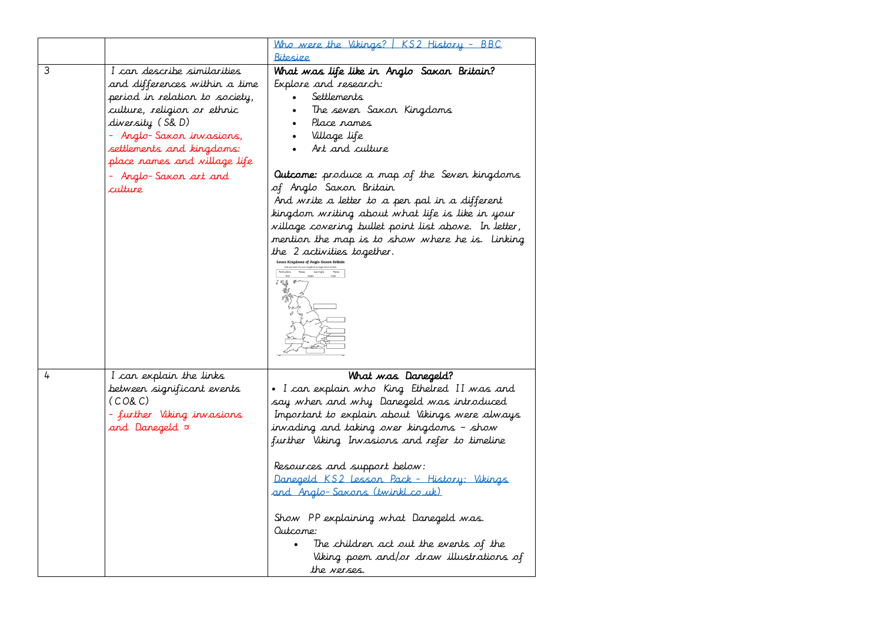| | | |
|---|---|---|
| | | [Who were the Vikings? \| KS2 History - BBC Bitesize](#) |
| 3 | I can describe similarities and differences within a time period in relation to society, culture, religion or ethnic diversity (S& D)<br>- Anglo-Saxon invasions, settlements and kingdoms: place names and village life<br>- Anglo-Saxon art and culture | **What was life like in Anglo Saxon Britain?**<br>Explore and research:<br>• Settlements<br>• The seven Saxon Kingdoms<br>• Place names<br>• Village life<br>• Art and culture<br><br>**Outcome:** produce a map of the Seven kingdoms of Anglo Saxon Britain<br>And write a letter to a pen pal in a different kingdom writing about what life is like in your village covering bullet point list above. In letter, mention the map is to show where he is. Linking the 2 activities together. |
| 4 | I can explain the links between significant events (CO& C)<br>- further Viking invasions and Danegeld ¤ | **What was Danegeld?**<br>• I can explain who King Ethelred II was and say when and why Danegeld was introduced<br>Important to explain about Vikings were always invading and taking over kingdoms – show further Viking Invasions and refer to timeline<br><br>Resources and support below:<br>[Danegeld KS2 Lesson Pack - History: Vikings and Anglo-Saxons (twinkl.co.uk)](#)<br><br>Show PP explaining what Danegeld was.<br>Outcome:<br>• The children act out the events of the Viking poem and/or draw illustrations of the verses. |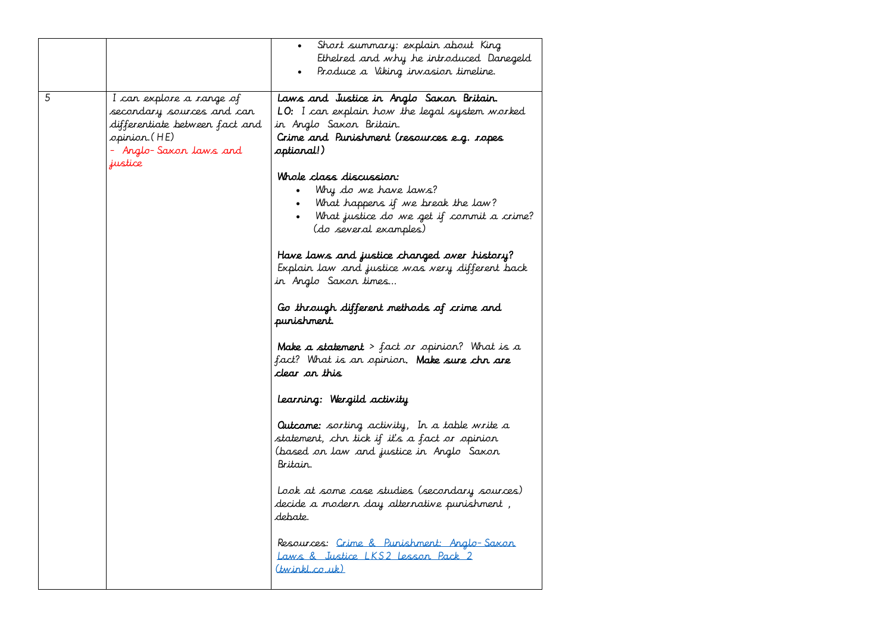|  |  |  |
|---|---|---|
|  |  | • Short summary: explain about King Ethelred and why he introduced Danegeld<br>• Produce a Viking invasion timeline. |
| 5 | I can explore a range of secondary sources and can differentiate between fact and opinion. (HE)<br>- Anglo-Saxon laws and justice | **Laws and Justice in Anglo Saxon Britain.**<br>**LO:** I can explain how the legal system worked in Anglo Saxon Britain.<br>**Crime and Punishment (resources e.g. ropes optional!)**<br><br>**Whole class discussion:**<br>• Why do we have laws?<br>• What happens if we break the law?<br>• What justice do we get if commit a crime? (do several examples)<br><br>**Have laws and justice changed over history?**<br>Explain law and justice was very different back in Anglo Saxon times…<br><br>**Go through different methods of crime and punishment.**<br><br>**Make a statement** > fact or opinion? What is a fact? What is an opinion. **Make sure chn are clear on this**<br><br>**Learning: Wergild activity**<br><br>**Outcome:** sorting activity, In a table write a statement, chn tick if it's a fact or opinion (based on law and justice in Anglo Saxon Britain.<br><br>Look at some case studies (secondary sources) decide a modern day alternative punishment , debate.<br><br>Resources: [Crime & Punishment: Anglo-Saxon Laws & Justice LKS2 Lesson Pack 2 (twinkl.co.uk)]() |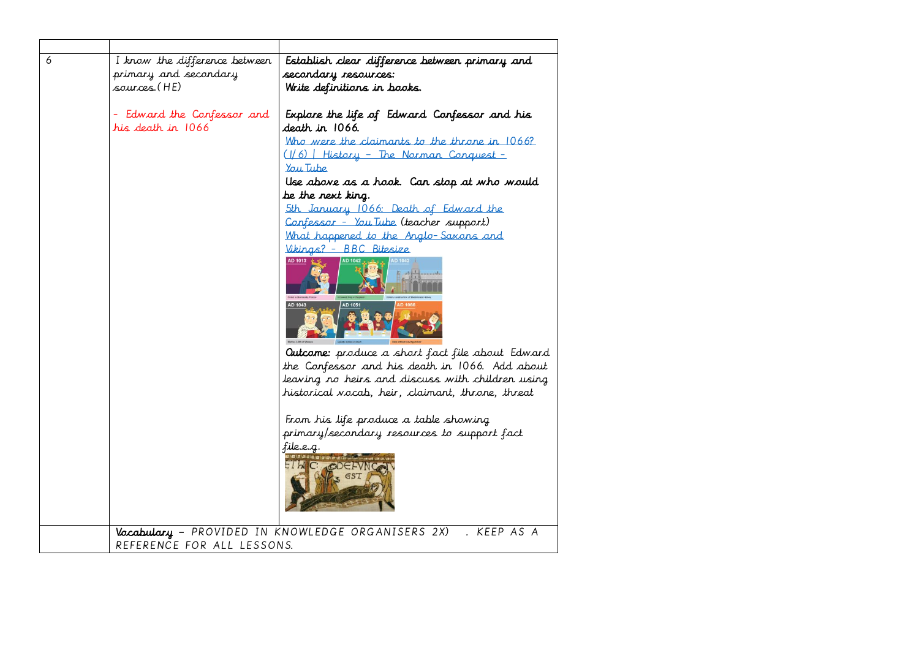| | | |
|---|---|---|
| 6 | I know the difference between primary and secondary sources. (HE)<br><br>- Edward the Confessor and his death in 1066 | **Establish clear difference between primary and secondary resources:**<br>**Write definitions in books.**<br><br>**Explore the life of Edward Confessor and his death in 1066.**<br>Who were the claimants to the throne in 1066? (1/6) \| History - The Norman Conquest - YouTube<br>**Use above as a hook. Can stop at who would be the next king.**<br>5th January 1066: Death of Edward the Confessor - YouTube (teacher support)<br>What happened to the Anglo-Saxons and Vikings? - BBC Bitesize<br><br>**Outcome:** produce a short fact file about Edward the Confessor and his death in 1066. Add about leaving no heirs and discuss with children using historical vocab, heir, claimant, throne, threat<br><br>From his life produce a table showing primary/secondary resources to support fact file.e.g. |
| | **Vocabulary** – PROVIDED IN KNOWLEDGE ORGANISERS 2X) . KEEP AS A REFERENCE FOR ALL LESSONS. | |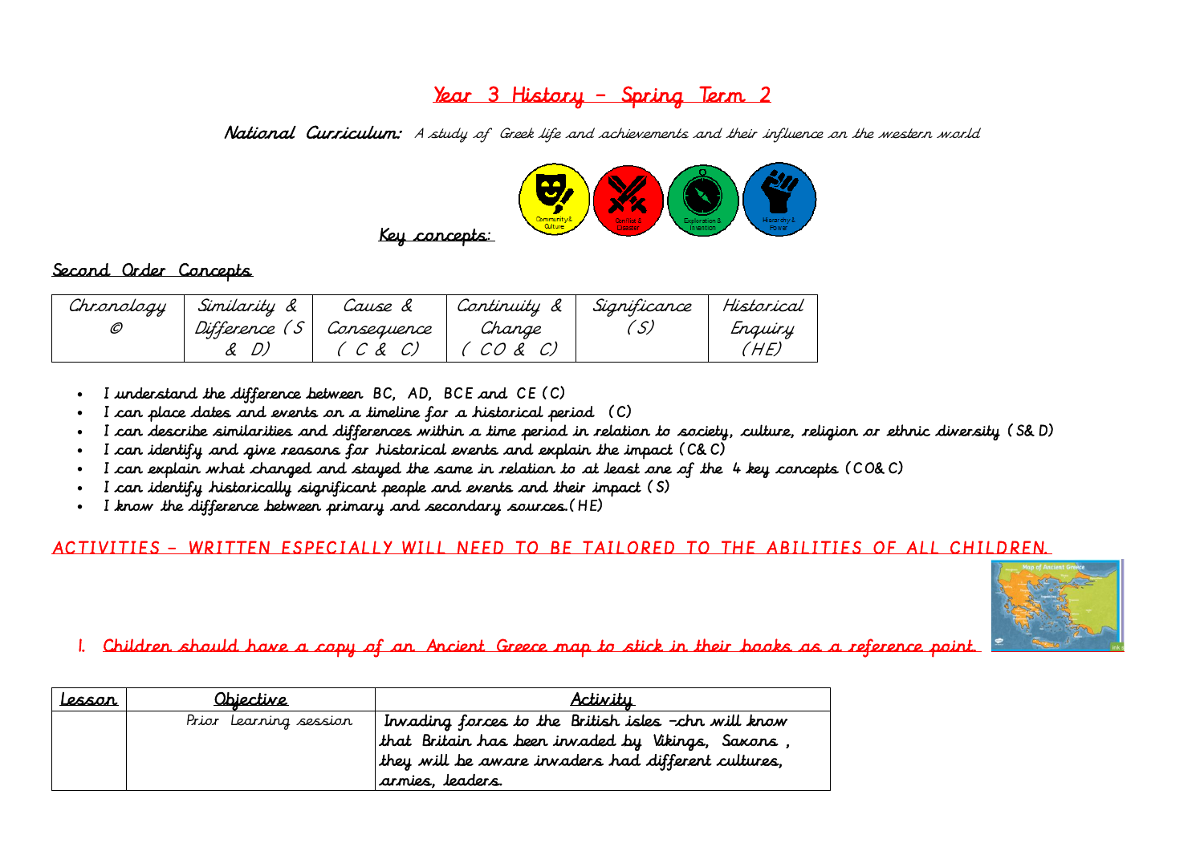# Year 3 History – Spring Term 2

**National Curriculum:** *A study of Greek life and achievements and their influence on the western world*

Key concepts: Community & Culture, Conflict & Disaster, Exploration & Invention, Hierarchy & Power

## Second Order Concepts

| Chronology © | Similarity & Difference (S & D) | Cause & Consequence (C & C) | Continuity & Change (CO & C) | Significance (S) | Historical Enquiry (HE) |
|---|---|---|---|---|---|

- I understand the difference between BC, AD, BCE and CE (C)
- I can place dates and events on a timeline for a historical period (C)
- I can describe similarities and differences within a time period in relation to society, culture, religion or ethnic diversity (S& D)
- I can identify and give reasons for historical events and explain the impact (C& C)
- I can explain what changed and stayed the same in relation to at least one of the 4 key concepts (CO& C)
- I can identify historically significant people and events and their impact (S)
- I know the difference between primary and secondary sources.(HE)

ACTIVITIES – WRITTEN ESPECIALLY WILL NEED TO BE TAILORED TO THE ABILITIES OF ALL CHILDREN.

1. Children should have a copy of an Ancient Greece map to stick in their books as a reference point.

| Lesson | Objective | Activity |
|---|---|---|
| | Prior Learning session | Invading forces to the British isles –chn will know that Britain has been invaded by Vikings, Saxons , they will be aware invaders had different cultures, armies, leaders. |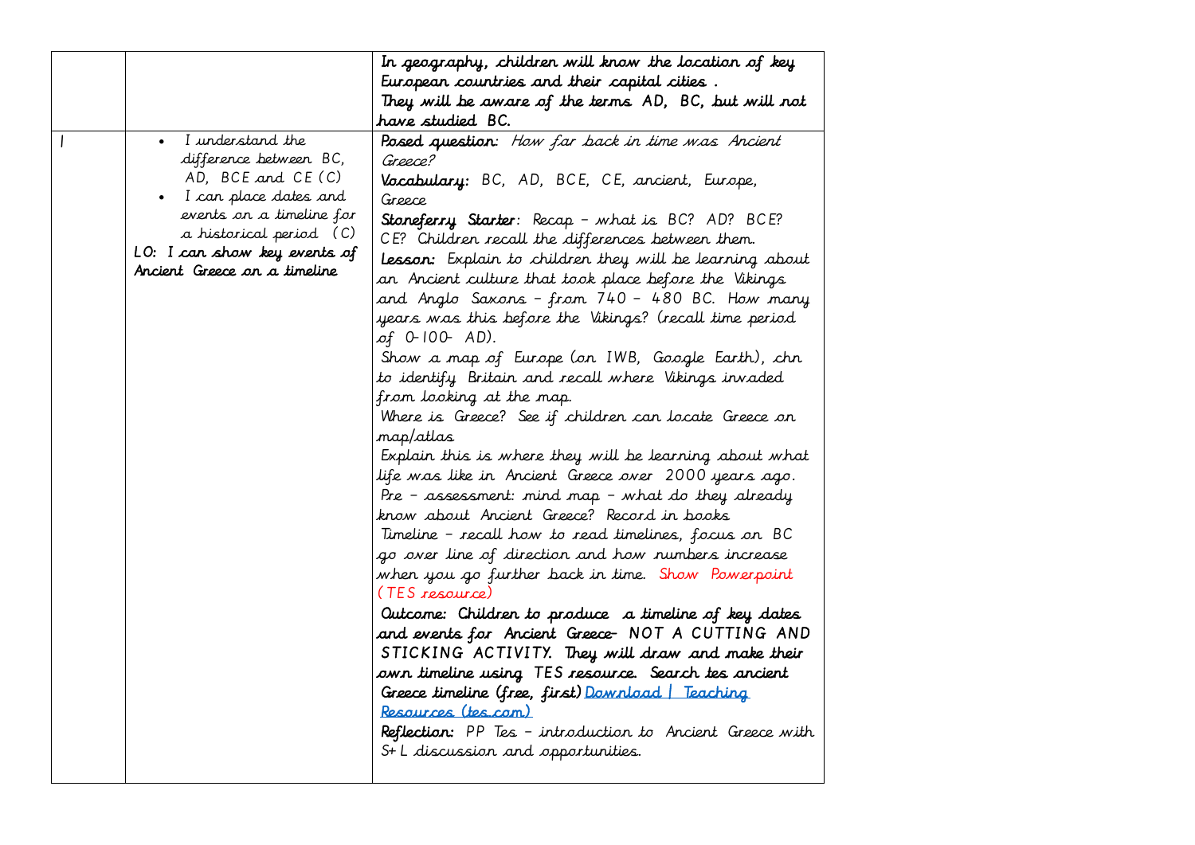|  |  |  |
|---|---|---|
|  |  | In geography, children will know the location of key European countries and their capital cities .<br>They will be aware of the terms AD, BC, but will not have studied BC. |
| 1 | • I understand the difference between BC, AD, BCE and CE (C)<br>• I can place dates and events on a timeline for a historical period (C)<br>**LO: I can show key events of Ancient Greece on a timeline** | **Posed question**: *How far back in time was Ancient Greece?*<br>**Vocabulary:** BC, AD, BCE, CE, ancient, Europe, Greece<br>**Stoneferry Starter**: Recap – what is BC? AD? BCE? CE? Children recall the differences between them.<br>**Lesson:** Explain to children they will be learning about an Ancient culture that took place before the Vikings and Anglo Saxons – from 740 – 480 BC. How many years was this before the Vikings? (recall time period of 0-100- AD).<br>Show a map of Europe (on IWB, Google Earth), chn to identify Britain and recall where Vikings invaded from looking at the map.<br>Where is Greece? See if children can locate Greece on map/atlas<br>Explain this is where they will be learning about what life was like in Ancient Greece over 2000 years ago.<br>Pre – assessment: mind map – what do they already know about Ancient Greece? Record in books<br>Timeline – recall how to read timelines, focus on BC go over line of direction and how numbers increase when you go further back in time. Show Powerpoint (TES resource)<br>**Outcome: Children to produce a timeline of key dates and events for Ancient Greece- NOT A CUTTING AND STICKING ACTIVITY. They will draw and make their own timeline using TES resource. Search tes ancient Greece timeline (free, first)** Download \| Teaching Resources (tes.com)<br>**Reflection:** PP Tes – introduction to Ancient Greece with S+L discussion and opportunities. |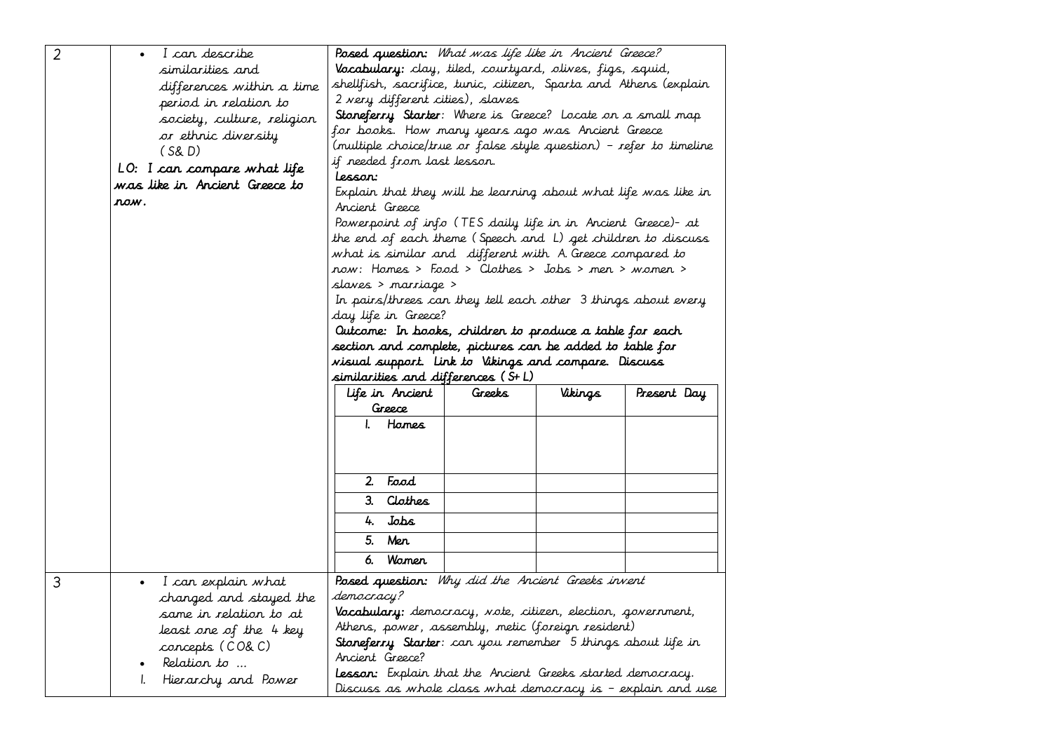| | | |
|---|---|---|
| 2 | • I can describe similarities and differences within a time period in relation to society, culture, religion or ethnic diversity (S& D)<br><br>**LO: I can compare what life was like in Ancient Greece to now.** | **Posed question:** *What was life like in Ancient Greece?*<br>**Vocabulary:** clay, tiled, courtyard, olives, figs, squid, shellfish, sacrifice, tunic, citizen, Sparta and Athens (explain 2 very different cities), slaves<br>**Stoneferry Starter**: Where is Greece? Locate on a small map for books. How many years ago was Ancient Greece (multiple choice/true or false style question) – refer to timeline if needed from last lesson.<br>**Lesson:**<br>Explain that they will be learning about what life was like in Ancient Greece<br>Powerpoint of info (TES daily life in in Ancient Greece)- at the end of each theme (Speech and L) get children to discuss what is similar and different with A. Greece compared to now: Homes > Food > Clothes > Jobs > men > women > slaves > marriage ><br>In pairs/threes can they tell each other 3 things about every day life in Greece?<br>**Outcome: In books, children to produce a table for each section and complete, pictures can be added to table for visual support. Link to Vikings and compare. Discuss similarities and differences (S+L)**<br><br>Life in Ancient Greece \| Greeks \| Vikings \| Present Day<br>1. Homes \| \| \|<br>2. Food \| \| \|<br>3. Clothes \| \| \|<br>4. Jobs \| \| \|<br>5. Men \| \| \|<br>6. Women \| \| \| |
| 3 | • I can explain what changed and stayed the same in relation to at least one of the 4 key concepts (CO& C)<br>• Relation to …<br>1. Hierarchy and Power | **Posed question:** *Why did the Ancient Greeks invent democracy?*<br>**Vocabulary:** democracy, vote, citizen, election, government, Athens, power, assembly, metic (foreign resident)<br>**Stoneferry Starter**: can you remember 5 things about life in Ancient Greece?<br>**Lesson:** Explain that the Ancient Greeks started democracy. Discuss as whole class what democracy is – explain and use |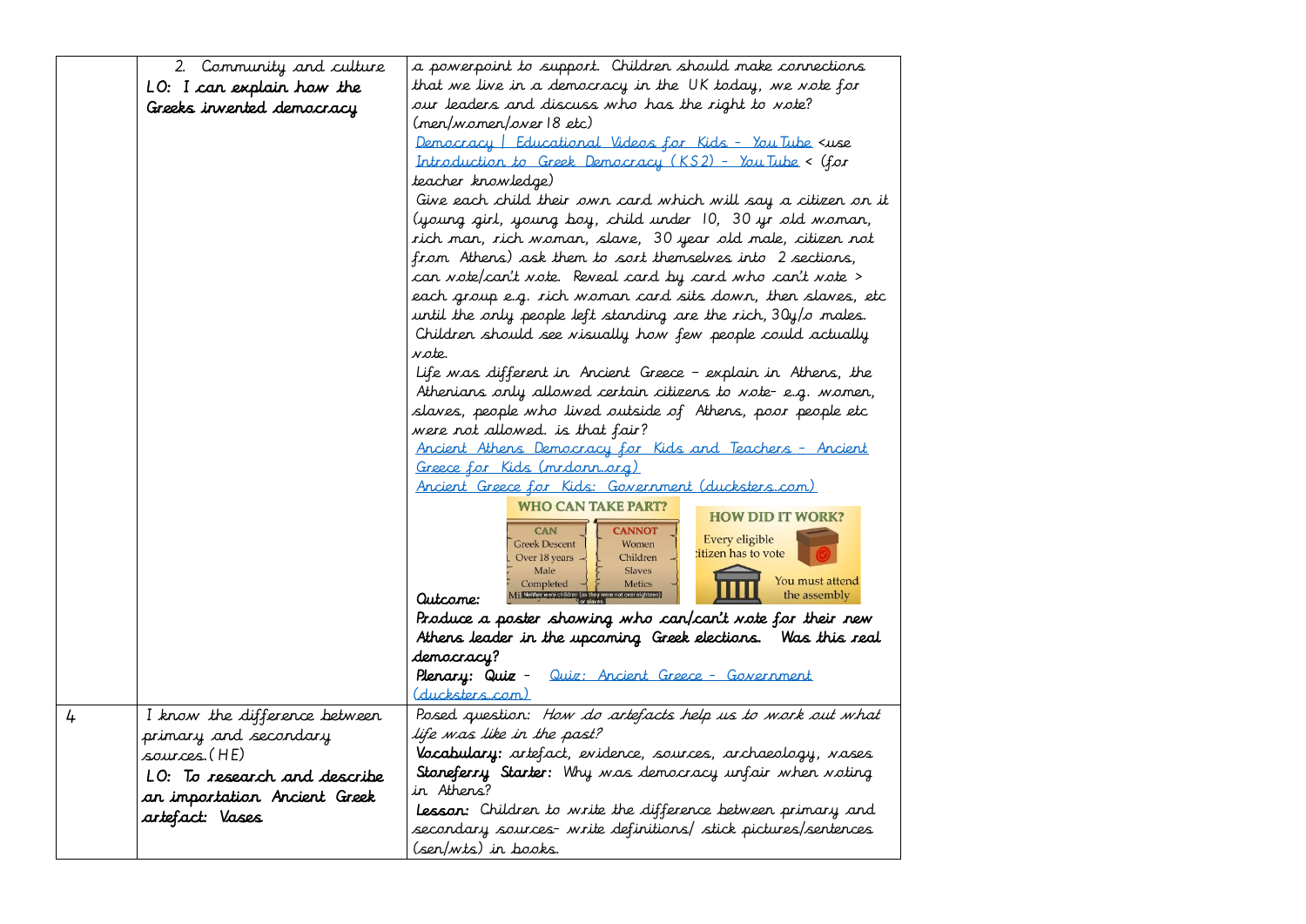|  |  |  |
|---|---|---|
|  | 2. Community and culture<br>**LO: I can explain how the Greeks invented democracy** | a powerpoint to support. Children should make connections that we live in a democracy in the UK today, we vote for our leaders and discuss who has the right to vote? (men/women/over 18 etc)<br>[Democracy \| Educational Videos for Kids - YouTube](#) <use<br>[Introduction to Greek Democracy (KS2) - YouTube](#) < (for teacher knowledge)<br>Give each child their own card which will say a citizen on it (young girl, young boy, child under 10, 30 yr old woman, rich man, rich woman, slave, 30 year old male, citizen not from Athens) ask them to sort themselves into 2 sections, can vote/can't vote. Reveal card by card who can't vote > each group e.g. rich woman card sits down, then slaves, etc until the only people left standing are the rich, 30y/o males. Children should see visually how few people could actually vote.<br>Life was different in Ancient Greece - explain in Athens, the Athenians only allowed certain citizens to vote- e.g. women, slaves, people who lived outside of Athens, poor people etc were not allowed. is that fair?<br>[Ancient Athens Democracy for Kids and Teachers - Ancient Greece for Kids (mrdonn.org)](#)<br>[Ancient Greece for Kids: Government (ducksters.com)](#)<br>**Outcome:**<br>**Produce a poster showing who can/can't vote for their new Athens leader in the upcoming Greek elections. Was this real democracy?**<br>**Plenary: Quiz** - [Quiz: Ancient Greece - Government (ducksters.com)](#) |
| 4 | I know the difference between primary and secondary sources.(HE)<br>**LO: To research and describe an importation Ancient Greek artefact: Vases** | *Posed question: How do artefacts help us to work out what life was like in the past?*<br>**Vocabulary:** artefact, evidence, sources, archaeology, vases<br>**Stoneferry Starter:** Why was democracy unfair when voting in Athens?<br>**Lesson:** Children to write the difference between primary and secondary sources- write definitions/ stick pictures/sentences (sen/wts) in books. |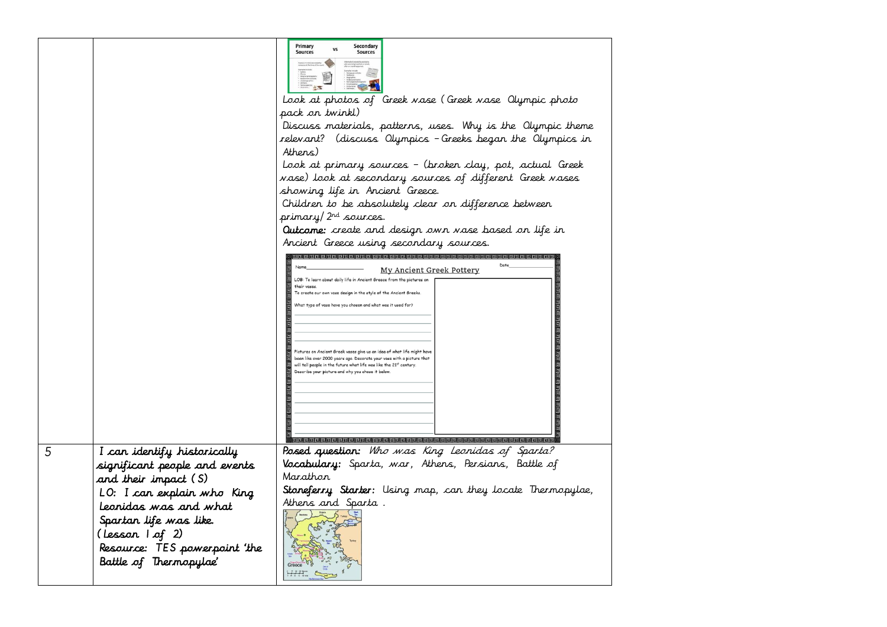| | | |
|---|---|---|
| | | Primary Sources vs Secondary Sources<br><br>Look at photos of Greek vase (Greek vase Olympic photo pack on twinkl)<br>Discuss materials, patterns, uses. Why is the Olympic theme relevant? (discuss Olympics – Greeks began the Olympics in Athens)<br>Look at primary sources – (broken clay, pot, actual Greek vase) look at secondary sources of different Greek vases showing life in Ancient Greece.<br>Children to be absolutely clear on difference between primary/2nd sources.<br>**Outcome:** create and design own vase based on life in Ancient Greece using secondary sources.<br><br>Name______ My Ancient Greek Pottery Date______<br>LOB: To learn about daily life in Ancient Greece from the pictures on their vases.<br>To create our own vase design in the style of the Ancient Greeks.<br>What type of vase have you chosen and what was it used for?<br>Pictures on Ancient Greek vases give us an idea of what life might have been like over 2000 years ago. Decorate your vase with a picture that will tell people in the future what life was like the 21st century.<br>Describe your picture and why you chose it below. |
| 5 | I can identify historically significant people and events and their impact (S)<br>LO: I can explain who King Leonidas was and what Spartan life was like.<br>(Lesson 1 of 2)<br>Resource: TES powerpoint 'the Battle of Thermopylae' | **Posed question:** Who was King Leonidas of Sparta?<br>**Vocabulary:** Sparta, war, Athens, Persians, Battle of Marathon<br>**Stoneferry Starter:** Using map, can they locate Thermopylae, Athens and Sparta. |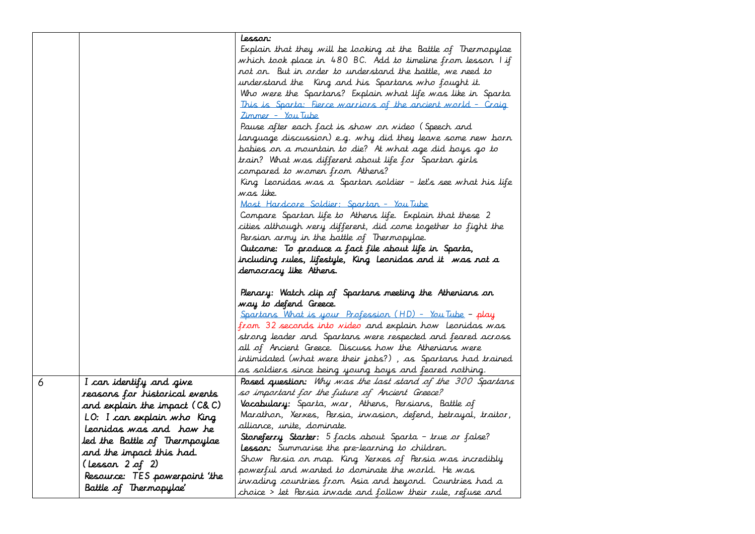| | | |
|---|---|---|
| | | **Lesson:**<br>Explain that they will be looking at the Battle of Thermopylae which took place in 480 BC. Add to timeline from lesson 1 if not on. But in order to understand the battle, we need to understand the King and his Spartans who fought it.<br>Who were the Spartans? Explain what life was like in Sparta<br>[This is Sparta: Fierce warriors of the ancient world - Craig Zimmer - YouTube](This is Sparta: Fierce warriors of the ancient world - Craig Zimmer - YouTube)<br>Pause after each fact is show on video (Speech and language discussion) e.g. why did they leave some new born babies on a mountain to die? At what age did boys go to train? What was different about life for Spartan girls compared to women from Athens?<br>King Leonidas was a Spartan soldier – let's see what his life was like.<br>[Most Hardcore Soldier: Spartan - YouTube](Most Hardcore Soldier: Spartan - YouTube)<br>Compare Spartan life to Athens life. Explain that these 2 cities although very different, did come together to fight the Persian army in the battle of Thermopylae.<br>**Outcome: To produce a fact file about life in Sparta, including rules, lifestyle, King Leonidas and it was not a democracy like Athens.**<br><br>**Plenary: Watch clip of Spartans meeting the Athenians on way to defend Greece.**<br>[Spartans What is your Profession (HD) - YouTube](Spartans What is your Profession (HD) - YouTube) – play from 32 seconds into video and explain how Leonidas was strong leader and Spartans were respected and feared across all of Ancient Greece. Discuss how the Athenians were intimidated (what were their jobs?), as Spartans had trained as soldiers since being young boys and feared nothing. |
| 6 | I can identify and give reasons for historical events and explain the impact (C& C)<br>LO: I can explain who King Leonidas was and how he led the Battle of Thermpoylae and the impact this had.<br>(Lesson 2 of 2)<br>Resource: TES powerpoint 'the Battle of Thermopylae' | **Posed question:** *Why was the last stand of the 300 Spartans so important for the future of Ancient Greece?*<br>**Vocabulary:** Sparta, war, Athens, Persians, Battle of Marathon, Xerxes, Persia, invasion, defend, betrayal, traitor, alliance, unite, dominate.<br>**Stoneferry Starter:** 5 facts about Sparta – true or false?<br>**Lesson:** Summarise the pre-learning to children.<br>Show Persia on map. King Xerxes of Persia was incredibly powerful and wanted to dominate the world. He was invading countries from Asia and beyond. Countries had a choice > let Persia invade and follow their rule, refuse and |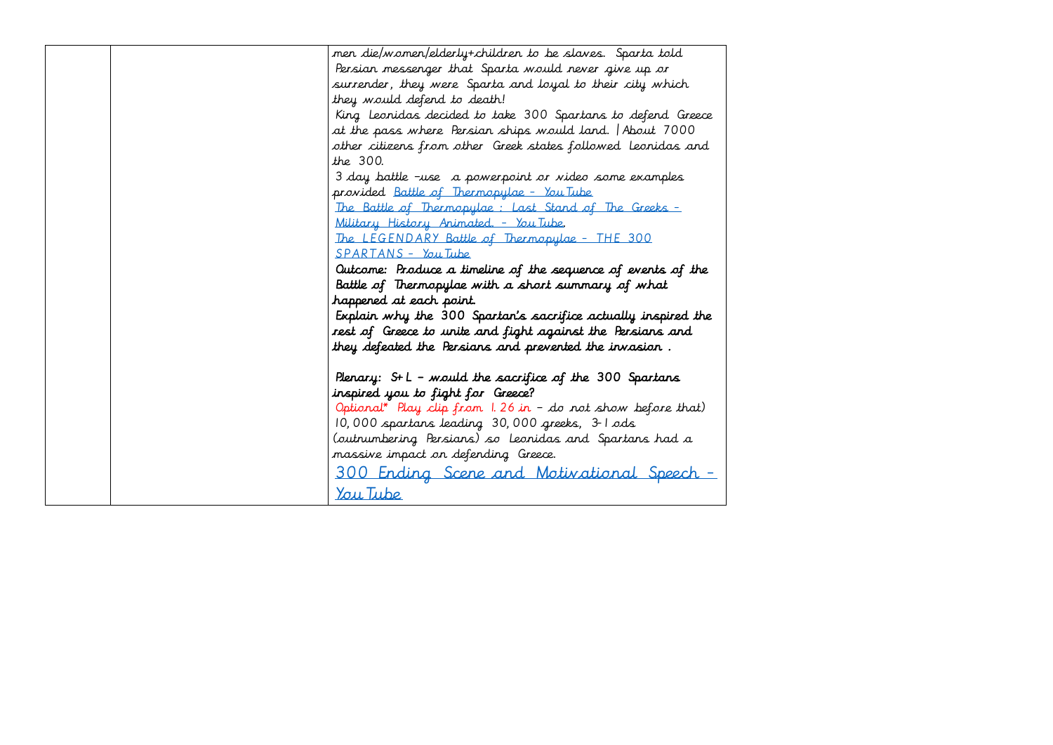| | | |
|---|---|---|
| | | men die/women/elderly+children to be slaves. Sparta told Persian messenger that Sparta would never give up or surrender, they were Sparta and loyal to their city which they would defend to death!<br>King Leonidas decided to take 300 Spartans to defend Greece at the pass where Persian ships would land. \| About 7000 other citizens from other Greek states followed Leonidas and the 300.<br>3 day battle -use a powerpoint or video some examples provided Battle of Thermopylae - YouTube<br>The Battle of Thermopylae : Last Stand of The Greeks - Military History Animated. - YouTube<br>The LEGENDARY Battle of Thermopylae - THE 300 SPARTANS - YouTube<br>**Outcome: Produce a timeline of the sequence of events of the Battle of Thermopylae with a short summary of what happened at each point.**<br>**Explain why the 300 Spartan's sacrifice actually inspired the rest of Greece to unite and fight against the Persians and they defeated the Persians and prevented the invasion .**<br><br>**Plenary: S+L - would the sacrifice of the 300 Spartans inspired you to fight for Greece?**<br>Optional* Play clip from 1.26 in - do not show before that) 10,000 spartans leading 30,000 greeks, 3-1 ods (outnumbering Persians) so Leonidas and Spartans had a massive impact on defending Greece.<br>300 Ending Scene and Motivational Speech - YouTube |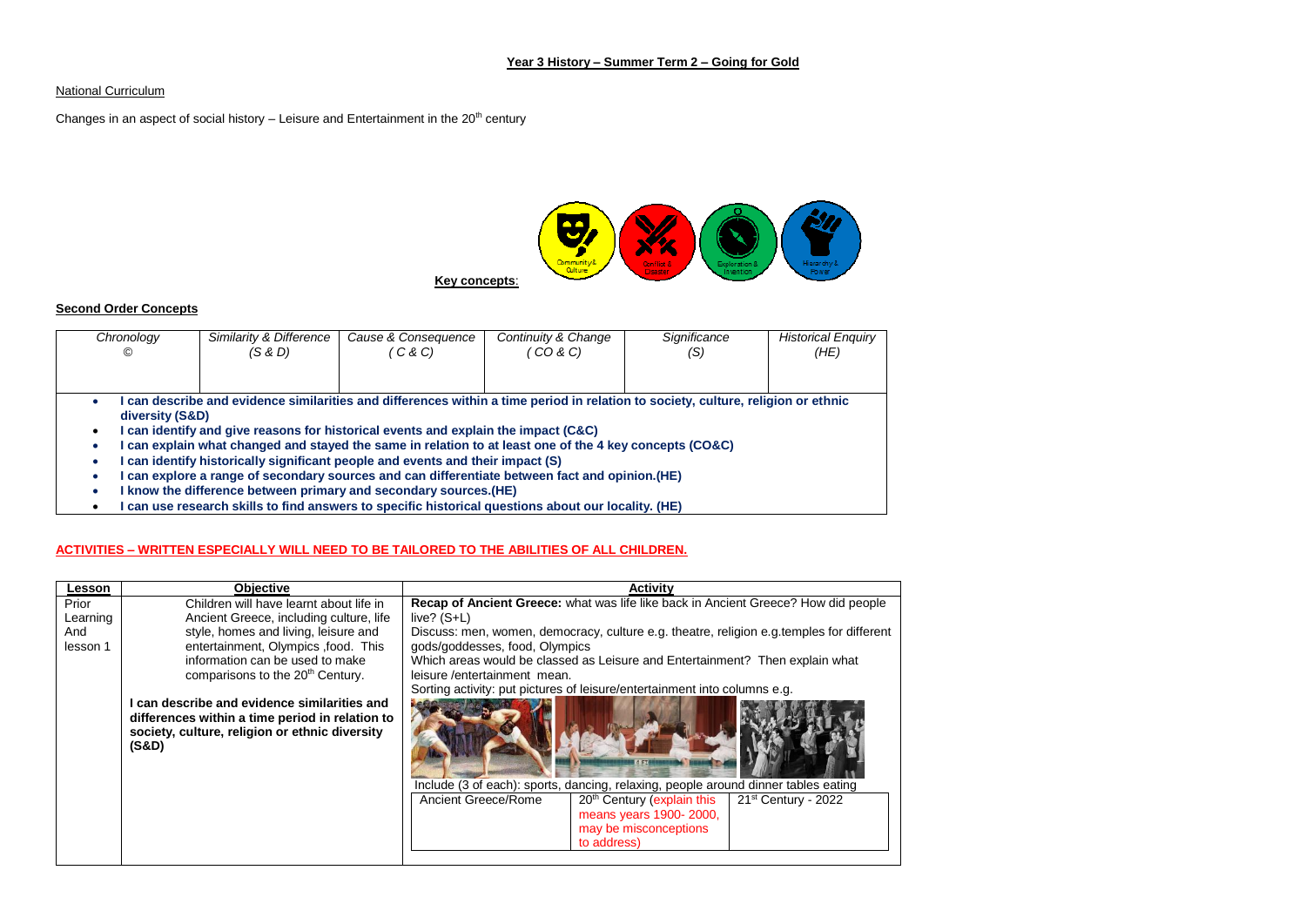## Year 3 History – Summer Term 2 – Going for Gold

National Curriculum

Changes in an aspect of social history – Leisure and Entertainment in the 20th century

**Key concepts**: Community & Culture, Conflict & Disaster, Exploration & Invention, Hierarchy & Power

### Second Order Concepts

| Chronology © | Similarity & Difference (S & D) | Cause & Consequence ( C & C) | Continuity & Change ( CO & C) | Significance (S) | Historical Enquiry (HE) |
|---|---|---|---|---|---|

- **I can describe and evidence similarities and differences within a time period in relation to society, culture, religion or ethnic diversity (S&D)**
- **I can identify and give reasons for historical events and explain the impact (C&C)**
- **I can explain what changed and stayed the same in relation to at least one of the 4 key concepts (CO&C)**
- **I can identify historically significant people and events and their impact (S)**
- **I can explore a range of secondary sources and can differentiate between fact and opinion.(HE)**
- **I know the difference between primary and secondary sources.(HE)**
- **I can use research skills to find answers to specific historical questions about our locality. (HE)**

**ACTIVITIES – WRITTEN ESPECIALLY WILL NEED TO BE TAILORED TO THE ABILITIES OF ALL CHILDREN.**

| Lesson | Objective | Activity |
|---|---|---|
| Prior Learning And lesson 1 | Children will have learnt about life in Ancient Greece, including culture, life style, homes and living, leisure and entertainment, Olympics ,food. This information can be used to make comparisons to the 20th Century.<br><br>**I can describe and evidence similarities and differences within a time period in relation to society, culture, religion or ethnic diversity (S&D)** | **Recap of Ancient Greece:** what was life like back in Ancient Greece? How did people live? (S+L)<br>Discuss: men, women, democracy, culture e.g. theatre, religion e.g.temples for different gods/goddesses, food, Olympics<br>Which areas would be classed as Leisure and Entertainment? Then explain what leisure /entertainment mean.<br>Sorting activity: put pictures of leisure/entertainment into columns e.g.<br>Include (3 of each): sports, dancing, relaxing, people around dinner tables eating<br><br>Ancient Greece/Rome \| 20th Century (explain this means years 1900- 2000, may be misconceptions to address) \| 21st Century - 2022 |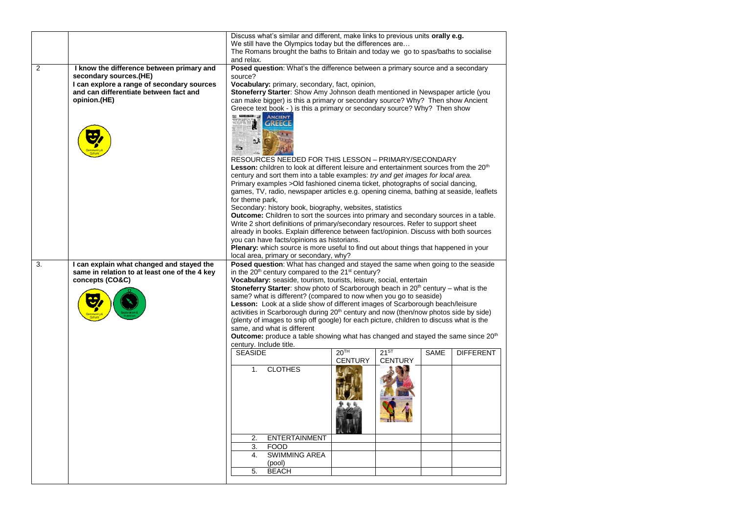| | | |
|---|---|---|
| | | Discuss what's similar and different, make links to previous units **orally e.g.** We still have the Olympics today but the differences are… The Romans brought the baths to Britain and today we go to spas/baths to socialise and relax. |
| 2 | **I know the difference between primary and secondary sources.(HE)** **I can explore a range of secondary sources and can differentiate between fact and opinion.(HE)** | **Posed question**: What's the difference between a primary source and a secondary source? **Vocabulary:** primary, secondary, fact, opinion, **Stoneferry Starter**: Show Amy Johnson death mentioned in Newspaper article (you can make bigger) is this a primary or secondary source? Why? Then show Ancient Greece text book - ) is this a primary or secondary source? Why? Then show RESOURCES NEEDED FOR THIS LESSON – PRIMARY/SECONDARY **Lesson:** children to look at different leisure and entertainment sources from the $20^{th}$ century and sort them into a table examples: *try and get images for local area.* Primary examples >Old fashioned cinema ticket, photographs of social dancing, games, TV, radio, newspaper articles e.g. opening cinema, bathing at seaside, leaflets for theme park, Secondary: history book, biography, websites, statistics **Outcome:** Children to sort the sources into primary and secondary sources in a table. Write 2 short definitions of primary/secondary resources. Refer to support sheet already in books. Explain difference between fact/opinion. Discuss with both sources you can have facts/opinions as historians. **Plenary:** which source is more useful to find out about things that happened in your local area, primary or secondary, why? |
| 3. | **I can explain what changed and stayed the same in relation to at least one of the 4 key concepts (CO&C)** | **Posed question**: What has changed and stayed the same when going to the seaside in the $20^{th}$ century compared to the $21^{st}$ century? **Vocabulary:** seaside, tourism, tourists, leisure, social, entertain **Stoneferry Starter**: show photo of Scarborough beach in $20^{th}$ century – what is the same? what is different? (compared to now when you go to seaside) **Lesson:** Look at a slide show of different images of Scarborough beach/leisure activities in Scarborough during $20^{th}$ century and now (then/now photos side by side) (plenty of images to snip off google) for each picture, children to discuss what is the same, and what is different **Outcome:** produce a table showing what has changed and stayed the same since $20^{th}$ century. Include title. |

| SEASIDE | $20^{TH}$ CENTURY | $21^{ST}$ CENTURY | SAME | DIFFERENT |
|---|---|---|---|---|
| 1. CLOTHES | | | | |
| 2. ENTERTAINMENT | | | | |
| 3. FOOD | | | | |
| 4. SWIMMING AREA (pool) | | | | |
| 5. BEACH | | | | |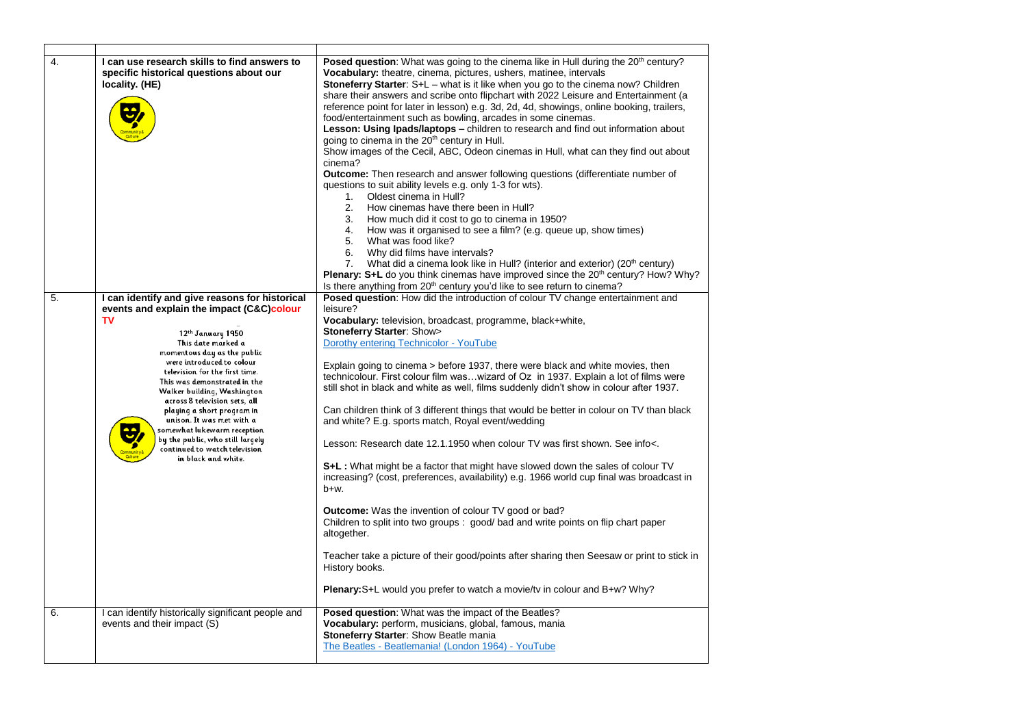| | | |
|---|---|---|
| 4. | **I can use research skills to find answers to specific historical questions about our locality. (HE)** | **Posed question**: What was going to the cinema like in Hull during the 20th century?<br>**Vocabulary:** theatre, cinema, pictures, ushers, matinee, intervals<br>**Stoneferry Starter**: S+L – what is it like when you go to the cinema now? Children share their answers and scribe onto flipchart with 2022 Leisure and Entertainment (a reference point for later in lesson) e.g. 3d, 2d, 4d, showings, online booking, trailers, food/entertainment such as bowling, arcades in some cinemas.<br>**Lesson: Using Ipads/laptops –** children to research and find out information about going to cinema in the 20th century in Hull.<br>Show images of the Cecil, ABC, Odeon cinemas in Hull, what can they find out about cinema?<br>**Outcome:** Then research and answer following questions (differentiate number of questions to suit ability levels e.g. only 1-3 for wts).<br>1. Oldest cinema in Hull?<br>2. How cinemas have there been in Hull?<br>3. How much did it cost to go to cinema in 1950?<br>4. How was it organised to see a film? (e.g. queue up, show times)<br>5. What was food like?<br>6. Why did films have intervals?<br>7. What did a cinema look like in Hull? (interior and exterior) (20th century)<br>**Plenary: S+L** do you think cinemas have improved since the 20th century? How? Why? Is there anything from 20th century you'd like to see return to cinema? |
| 5. | **I can identify and give reasons for historical events and explain the impact (C&C)colour TV**<br><br>12th January 1950<br>This date marked a momentous day as the public were introduced to colour television for the first time. This was demonstrated in the Walker building, Washington across 8 television sets, all playing a short program in unison. It was met with a somewhat lukewarm reception by the public, who still largely continued to watch television in black and white. | **Posed question**: How did the introduction of colour TV change entertainment and leisure?<br>**Vocabulary:** television, broadcast, programme, black+white,<br>**Stoneferry Starter**: Show><br>Dorothy entering Technicolor - YouTube<br><br>Explain going to cinema > before 1937, there were black and white movies, then technicolour. First colour film was…wizard of Oz in 1937. Explain a lot of films were still shot in black and white as well, films suddenly didn't show in colour after 1937.<br><br>Can children think of 3 different things that would be better in colour on TV than black and white? E.g. sports match, Royal event/wedding<br><br>Lesson: Research date 12.1.1950 when colour TV was first shown. See info<.<br><br>**S+L :** What might be a factor that might have slowed down the sales of colour TV increasing? (cost, preferences, availability) e.g. 1966 world cup final was broadcast in b+w.<br><br>**Outcome:** Was the invention of colour TV good or bad?<br>Children to split into two groups : good/ bad and write points on flip chart paper altogether.<br><br>Teacher take a picture of their good/points after sharing then Seesaw or print to stick in History books.<br><br>**Plenary:**S+L would you prefer to watch a movie/tv in colour and B+w? Why? |
| 6. | I can identify historically significant people and events and their impact (S) | **Posed question**: What was the impact of the Beatles?<br>**Vocabulary:** perform, musicians, global, famous, mania<br>**Stoneferry Starter**: Show Beatle mania<br>The Beatles - Beatlemania! (London 1964) - YouTube |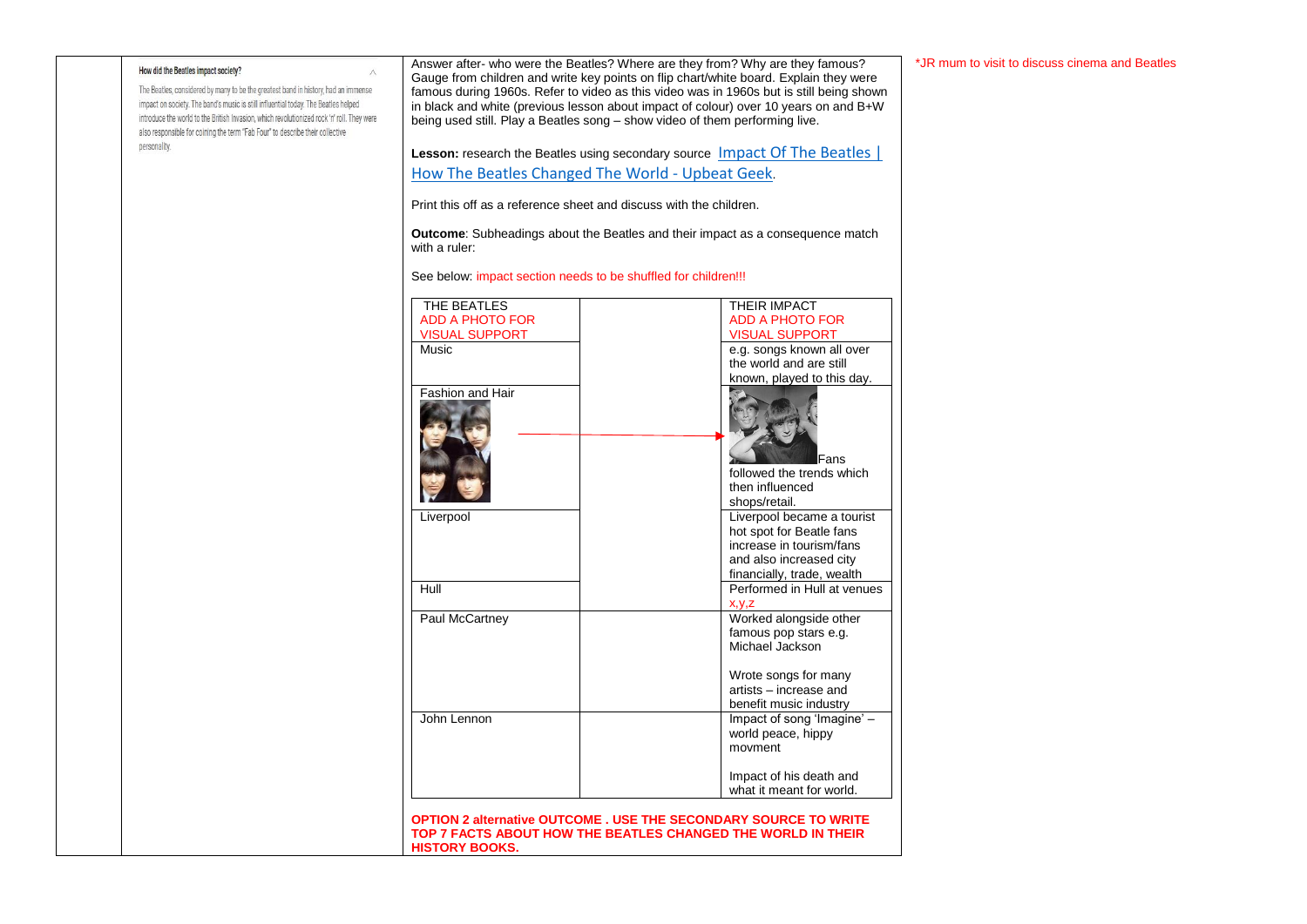**How did the Beatles impact society?**

The Beatles, considered by many to be the greatest band in history, had an immense impact on society. The band's music is still influential today. The Beatles helped introduce the world to the British Invasion, which revolutionized rock 'n' roll. They were also responsible for coining the term "Fab Four" to describe their collective personality.

Answer after- who were the Beatles? Where are they from? Why are they famous? Gauge from children and write key points on flip chart/white board. Explain they were famous during 1960s. Refer to video as this video was in 1960s but is still being shown in black and white (previous lesson about impact of colour) over 10 years on and B+W being used still. Play a Beatles song – show video of them performing live.

**Lesson:** research the Beatles using secondary source Impact Of The Beatles | How The Beatles Changed The World - Upbeat Geek.

Print this off as a reference sheet and discuss with the children.

**Outcome**: Subheadings about the Beatles and their impact as a consequence match with a ruler:

See below: impact section needs to be shuffled for children!!!

| THE BEATLES ADD A PHOTO FOR VISUAL SUPPORT | | THEIR IMPACT ADD A PHOTO FOR VISUAL SUPPORT |
|---|---|---|
| Music | | e.g. songs known all over the world and are still known, played to this day. |
| Fashion and Hair | → | Fans followed the trends which then influenced shops/retail. |
| Liverpool | | Liverpool became a tourist hot spot for Beatle fans increase in tourism/fans and also increased city financially, trade, wealth |
| Hull | | Performed in Hull at venues x,y,z |
| Paul McCartney | | Worked alongside other famous pop stars e.g. Michael Jackson<br><br>Wrote songs for many artists – increase and benefit music industry |
| John Lennon | | Impact of song 'Imagine' – world peace, hippy movment<br><br>Impact of his death and what it meant for world. |

**OPTION 2 alternative OUTCOME . USE THE SECONDARY SOURCE TO WRITE TOP 7 FACTS ABOUT HOW THE BEATLES CHANGED THE WORLD IN THEIR HISTORY BOOKS.**

*JR mum to visit to discuss cinema and Beatles